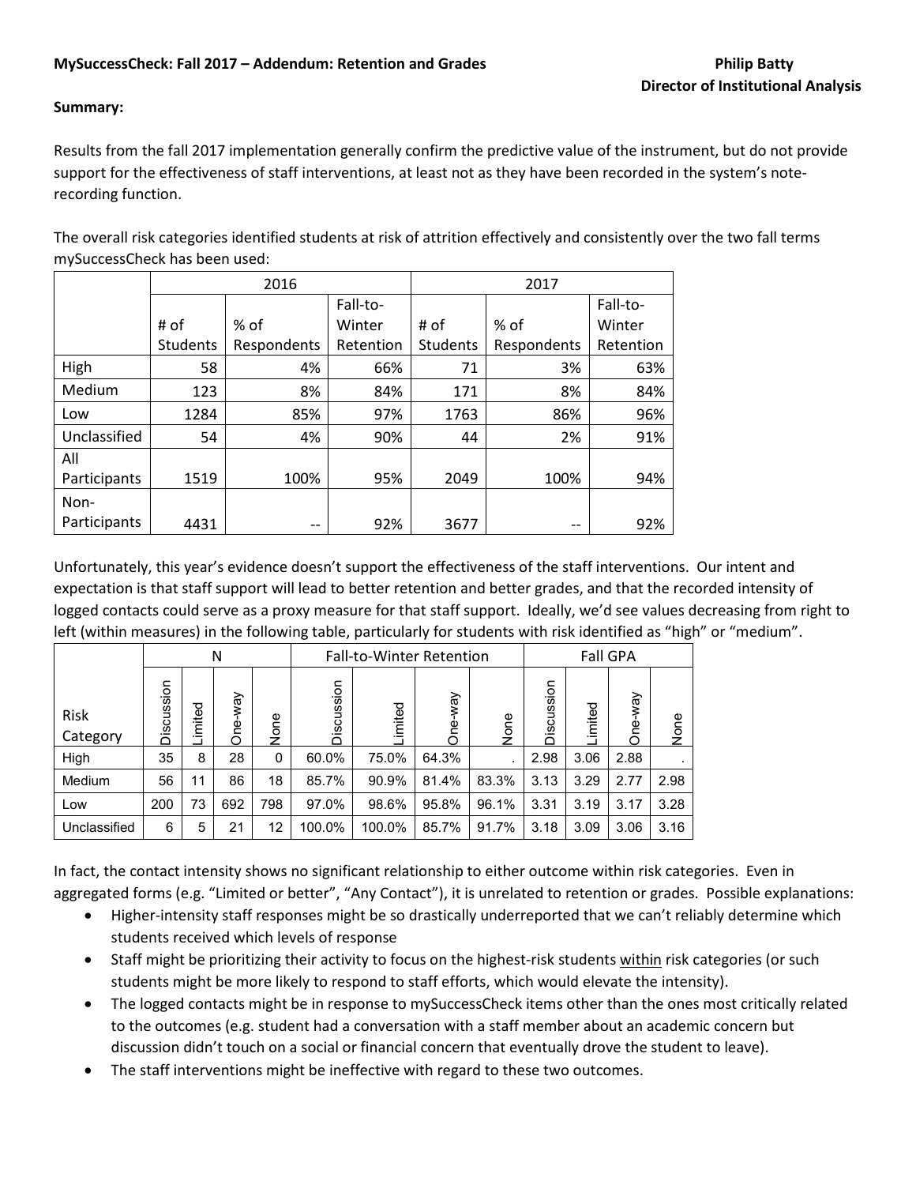**MySuccessCheck: Fall 2017 – Addendum: Retention and Grades**

**Philip Batty**
**Director of Institutional Analysis**

**Summary:**

Results from the fall 2017 implementation generally confirm the predictive value of the instrument, but do not provide support for the effectiveness of staff interventions, at least not as they have been recorded in the system's note-recording function.

The overall risk categories identified students at risk of attrition effectively and consistently over the two fall terms mySuccessCheck has been used:

| | 2016 | | | 2017 | | |
|---|---|---|---|---|---|---|
| | # of Students | % of Respondents | Fall-to-Winter Retention | # of Students | % of Respondents | Fall-to-Winter Retention |
| High | 58 | 4% | 66% | 71 | 3% | 63% |
| Medium | 123 | 8% | 84% | 171 | 8% | 84% |
| Low | 1284 | 85% | 97% | 1763 | 86% | 96% |
| Unclassified | 54 | 4% | 90% | 44 | 2% | 91% |
| All Participants | 1519 | 100% | 95% | 2049 | 100% | 94% |
| Non-Participants | 4431 | -- | 92% | 3677 | -- | 92% |

Unfortunately, this year's evidence doesn't support the effectiveness of the staff interventions. Our intent and expectation is that staff support will lead to better retention and better grades, and that the recorded intensity of logged contacts could serve as a proxy measure for that staff support. Ideally, we'd see values decreasing from right to left (within measures) in the following table, particularly for students with risk identified as "high" or "medium".

| | N | | | | Fall-to-Winter Retention | | | | Fall GPA | | | |
|---|---|---|---|---|---|---|---|---|---|---|---|---|
| Risk Category | Discussion | Limited | One-way | None | Discussion | Limited | One-way | None | Discussion | Limited | One-way | None |
| High | 35 | 8 | 28 | 0 | 60.0% | 75.0% | 64.3% | . | 2.98 | 3.06 | 2.88 | . |
| Medium | 56 | 11 | 86 | 18 | 85.7% | 90.9% | 81.4% | 83.3% | 3.13 | 3.29 | 2.77 | 2.98 |
| Low | 200 | 73 | 692 | 798 | 97.0% | 98.6% | 95.8% | 96.1% | 3.31 | 3.19 | 3.17 | 3.28 |
| Unclassified | 6 | 5 | 21 | 12 | 100.0% | 100.0% | 85.7% | 91.7% | 3.18 | 3.09 | 3.06 | 3.16 |

In fact, the contact intensity shows no significant relationship to either outcome within risk categories. Even in aggregated forms (e.g. "Limited or better", "Any Contact"), it is unrelated to retention or grades. Possible explanations:

- Higher-intensity staff responses might be so drastically underreported that we can't reliably determine which students received which levels of response
- Staff might be prioritizing their activity to focus on the highest-risk students within risk categories (or such students might be more likely to respond to staff efforts, which would elevate the intensity).
- The logged contacts might be in response to mySuccessCheck items other than the ones most critically related to the outcomes (e.g. student had a conversation with a staff member about an academic concern but discussion didn't touch on a social or financial concern that eventually drove the student to leave).
- The staff interventions might be ineffective with regard to these two outcomes.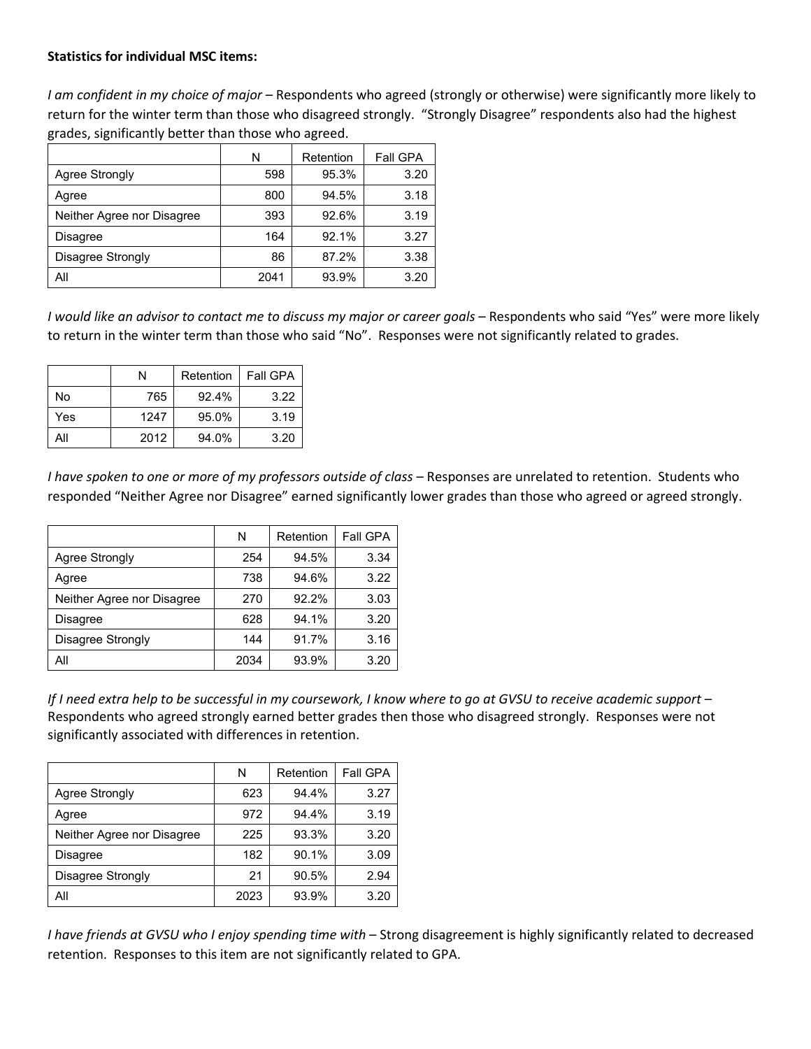**Statistics for individual MSC items:**

*I am confident in my choice of major* – Respondents who agreed (strongly or otherwise) were significantly more likely to return for the winter term than those who disagreed strongly. "Strongly Disagree" respondents also had the highest grades, significantly better than those who agreed.

| | N | Retention | Fall GPA |
|---|---|---|---|
| Agree Strongly | 598 | 95.3% | 3.20 |
| Agree | 800 | 94.5% | 3.18 |
| Neither Agree nor Disagree | 393 | 92.6% | 3.19 |
| Disagree | 164 | 92.1% | 3.27 |
| Disagree Strongly | 86 | 87.2% | 3.38 |
| All | 2041 | 93.9% | 3.20 |

*I would like an advisor to contact me to discuss my major or career goals* – Respondents who said "Yes" were more likely to return in the winter term than those who said "No". Responses were not significantly related to grades.

| | N | Retention | Fall GPA |
|---|---|---|---|
| No | 765 | 92.4% | 3.22 |
| Yes | 1247 | 95.0% | 3.19 |
| All | 2012 | 94.0% | 3.20 |

*I have spoken to one or more of my professors outside of class* – Responses are unrelated to retention. Students who responded "Neither Agree nor Disagree" earned significantly lower grades than those who agreed or agreed strongly.

| | N | Retention | Fall GPA |
|---|---|---|---|
| Agree Strongly | 254 | 94.5% | 3.34 |
| Agree | 738 | 94.6% | 3.22 |
| Neither Agree nor Disagree | 270 | 92.2% | 3.03 |
| Disagree | 628 | 94.1% | 3.20 |
| Disagree Strongly | 144 | 91.7% | 3.16 |
| All | 2034 | 93.9% | 3.20 |

*If I need extra help to be successful in my coursework, I know where to go at GVSU to receive academic support* – Respondents who agreed strongly earned better grades then those who disagreed strongly. Responses were not significantly associated with differences in retention.

| | N | Retention | Fall GPA |
|---|---|---|---|
| Agree Strongly | 623 | 94.4% | 3.27 |
| Agree | 972 | 94.4% | 3.19 |
| Neither Agree nor Disagree | 225 | 93.3% | 3.20 |
| Disagree | 182 | 90.1% | 3.09 |
| Disagree Strongly | 21 | 90.5% | 2.94 |
| All | 2023 | 93.9% | 3.20 |

*I have friends at GVSU who I enjoy spending time with* – Strong disagreement is highly significantly related to decreased retention. Responses to this item are not significantly related to GPA.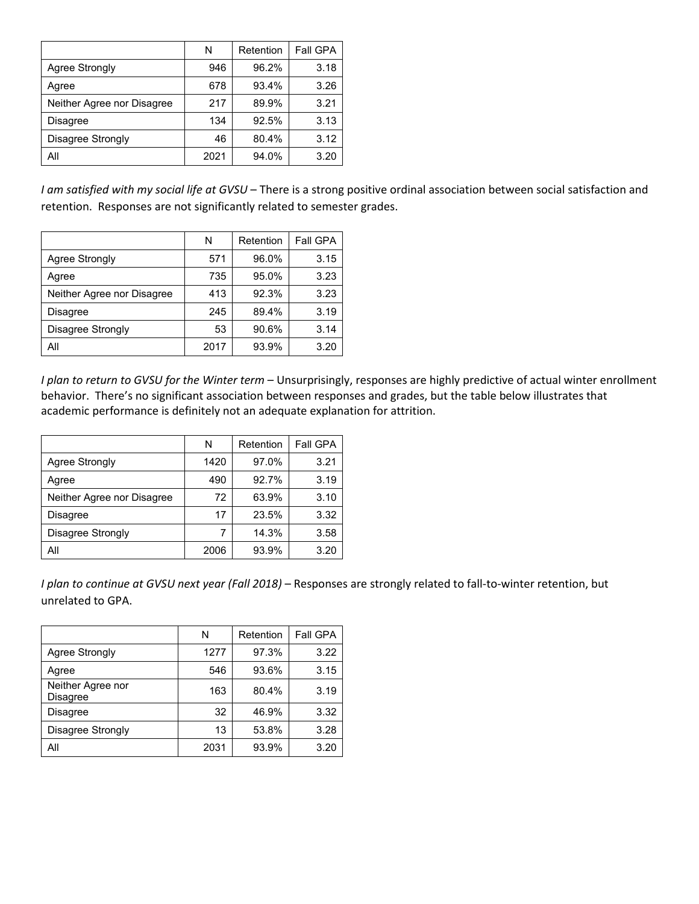| | N | Retention | Fall GPA |
|---|---|---|---|
| Agree Strongly | 946 | 96.2% | 3.18 |
| Agree | 678 | 93.4% | 3.26 |
| Neither Agree nor Disagree | 217 | 89.9% | 3.21 |
| Disagree | 134 | 92.5% | 3.13 |
| Disagree Strongly | 46 | 80.4% | 3.12 |
| All | 2021 | 94.0% | 3.20 |

*I am satisfied with my social life at GVSU* – There is a strong positive ordinal association between social satisfaction and retention. Responses are not significantly related to semester grades.

| | N | Retention | Fall GPA |
|---|---|---|---|
| Agree Strongly | 571 | 96.0% | 3.15 |
| Agree | 735 | 95.0% | 3.23 |
| Neither Agree nor Disagree | 413 | 92.3% | 3.23 |
| Disagree | 245 | 89.4% | 3.19 |
| Disagree Strongly | 53 | 90.6% | 3.14 |
| All | 2017 | 93.9% | 3.20 |

*I plan to return to GVSU for the Winter term* – Unsurprisingly, responses are highly predictive of actual winter enrollment behavior. There's no significant association between responses and grades, but the table below illustrates that academic performance is definitely not an adequate explanation for attrition.

| | N | Retention | Fall GPA |
|---|---|---|---|
| Agree Strongly | 1420 | 97.0% | 3.21 |
| Agree | 490 | 92.7% | 3.19 |
| Neither Agree nor Disagree | 72 | 63.9% | 3.10 |
| Disagree | 17 | 23.5% | 3.32 |
| Disagree Strongly | 7 | 14.3% | 3.58 |
| All | 2006 | 93.9% | 3.20 |

*I plan to continue at GVSU next year (Fall 2018)* – Responses are strongly related to fall-to-winter retention, but unrelated to GPA.

| | N | Retention | Fall GPA |
|---|---|---|---|
| Agree Strongly | 1277 | 97.3% | 3.22 |
| Agree | 546 | 93.6% | 3.15 |
| Neither Agree nor Disagree | 163 | 80.4% | 3.19 |
| Disagree | 32 | 46.9% | 3.32 |
| Disagree Strongly | 13 | 53.8% | 3.28 |
| All | 2031 | 93.9% | 3.20 |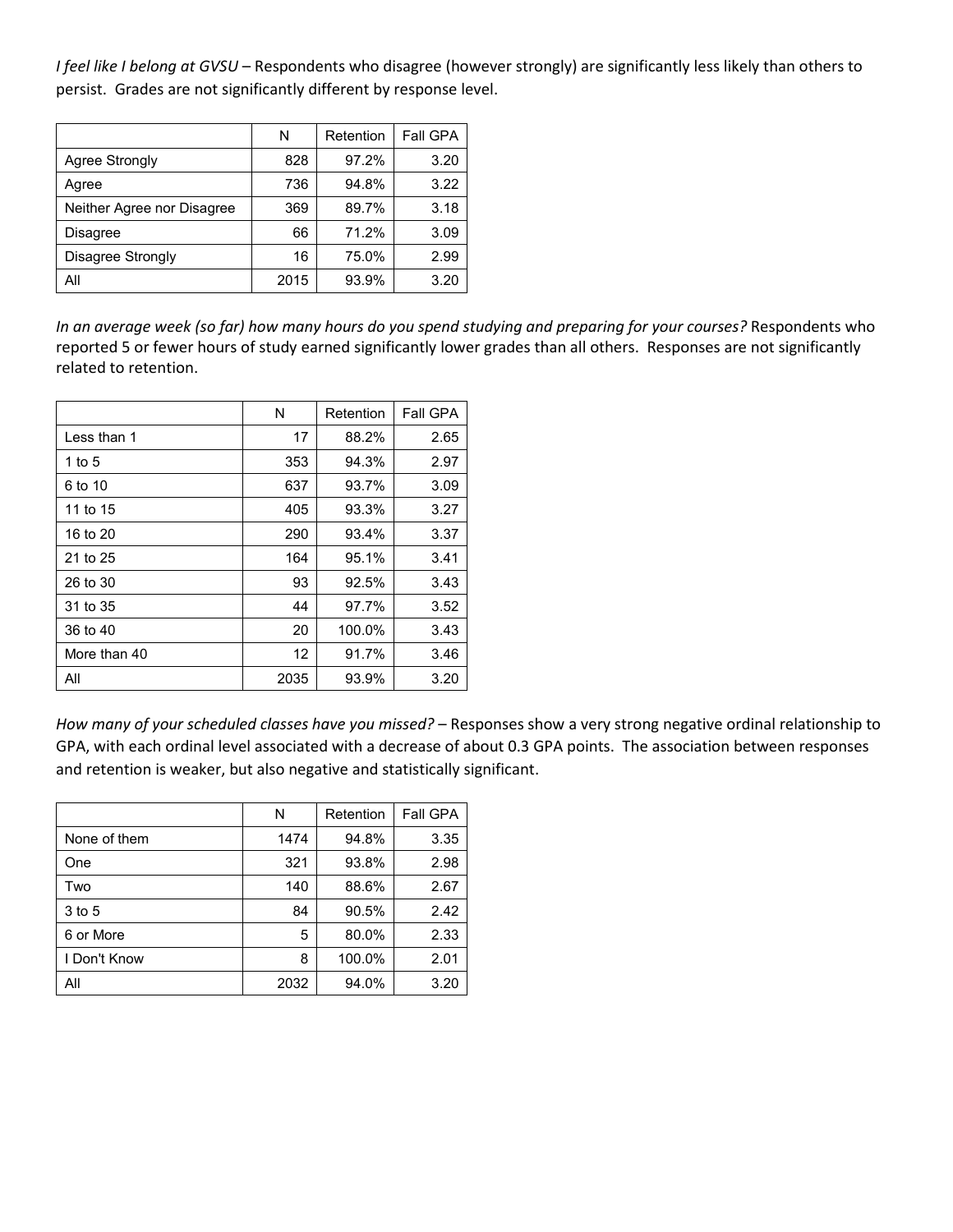*I feel like I belong at GVSU* – Respondents who disagree (however strongly) are significantly less likely than others to persist. Grades are not significantly different by response level.

| | N | Retention | Fall GPA |
|---|---|---|---|
| Agree Strongly | 828 | 97.2% | 3.20 |
| Agree | 736 | 94.8% | 3.22 |
| Neither Agree nor Disagree | 369 | 89.7% | 3.18 |
| Disagree | 66 | 71.2% | 3.09 |
| Disagree Strongly | 16 | 75.0% | 2.99 |
| All | 2015 | 93.9% | 3.20 |

*In an average week (so far) how many hours do you spend studying and preparing for your courses?* Respondents who reported 5 or fewer hours of study earned significantly lower grades than all others. Responses are not significantly related to retention.

| | N | Retention | Fall GPA |
|---|---|---|---|
| Less than 1 | 17 | 88.2% | 2.65 |
| 1 to 5 | 353 | 94.3% | 2.97 |
| 6 to 10 | 637 | 93.7% | 3.09 |
| 11 to 15 | 405 | 93.3% | 3.27 |
| 16 to 20 | 290 | 93.4% | 3.37 |
| 21 to 25 | 164 | 95.1% | 3.41 |
| 26 to 30 | 93 | 92.5% | 3.43 |
| 31 to 35 | 44 | 97.7% | 3.52 |
| 36 to 40 | 20 | 100.0% | 3.43 |
| More than 40 | 12 | 91.7% | 3.46 |
| All | 2035 | 93.9% | 3.20 |

*How many of your scheduled classes have you missed?* – Responses show a very strong negative ordinal relationship to GPA, with each ordinal level associated with a decrease of about 0.3 GPA points. The association between responses and retention is weaker, but also negative and statistically significant.

| | N | Retention | Fall GPA |
|---|---|---|---|
| None of them | 1474 | 94.8% | 3.35 |
| One | 321 | 93.8% | 2.98 |
| Two | 140 | 88.6% | 2.67 |
| 3 to 5 | 84 | 90.5% | 2.42 |
| 6 or More | 5 | 80.0% | 2.33 |
| I Don't Know | 8 | 100.0% | 2.01 |
| All | 2032 | 94.0% | 3.20 |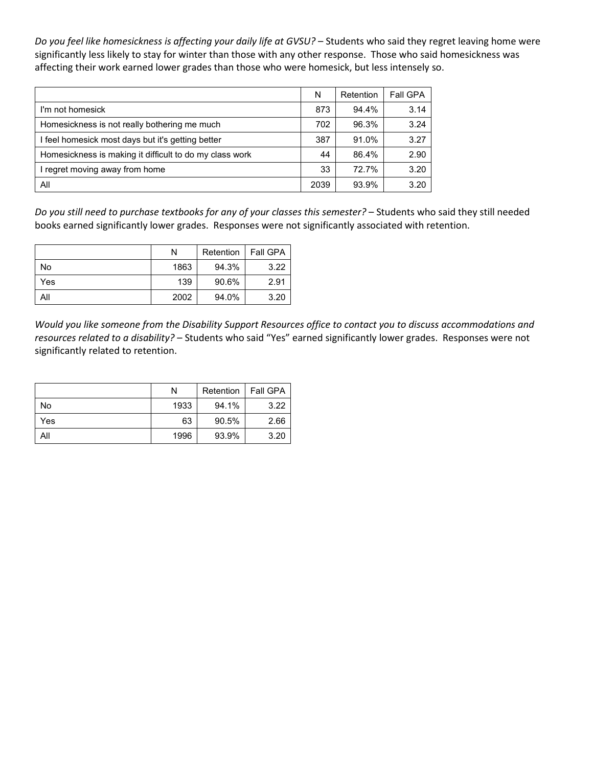*Do you feel like homesickness is affecting your daily life at GVSU?* – Students who said they regret leaving home were significantly less likely to stay for winter than those with any other response. Those who said homesickness was affecting their work earned lower grades than those who were homesick, but less intensely so.

| | N | Retention | Fall GPA |
|---|---|---|---|
| I'm not homesick | 873 | 94.4% | 3.14 |
| Homesickness is not really bothering me much | 702 | 96.3% | 3.24 |
| I feel homesick most days but it's getting better | 387 | 91.0% | 3.27 |
| Homesickness is making it difficult to do my class work | 44 | 86.4% | 2.90 |
| I regret moving away from home | 33 | 72.7% | 3.20 |
| All | 2039 | 93.9% | 3.20 |

*Do you still need to purchase textbooks for any of your classes this semester?* – Students who said they still needed books earned significantly lower grades. Responses were not significantly associated with retention.

| | N | Retention | Fall GPA |
|---|---|---|---|
| No | 1863 | 94.3% | 3.22 |
| Yes | 139 | 90.6% | 2.91 |
| All | 2002 | 94.0% | 3.20 |

*Would you like someone from the Disability Support Resources office to contact you to discuss accommodations and resources related to a disability?* – Students who said "Yes" earned significantly lower grades. Responses were not significantly related to retention.

| | N | Retention | Fall GPA |
|---|---|---|---|
| No | 1933 | 94.1% | 3.22 |
| Yes | 63 | 90.5% | 2.66 |
| All | 1996 | 93.9% | 3.20 |